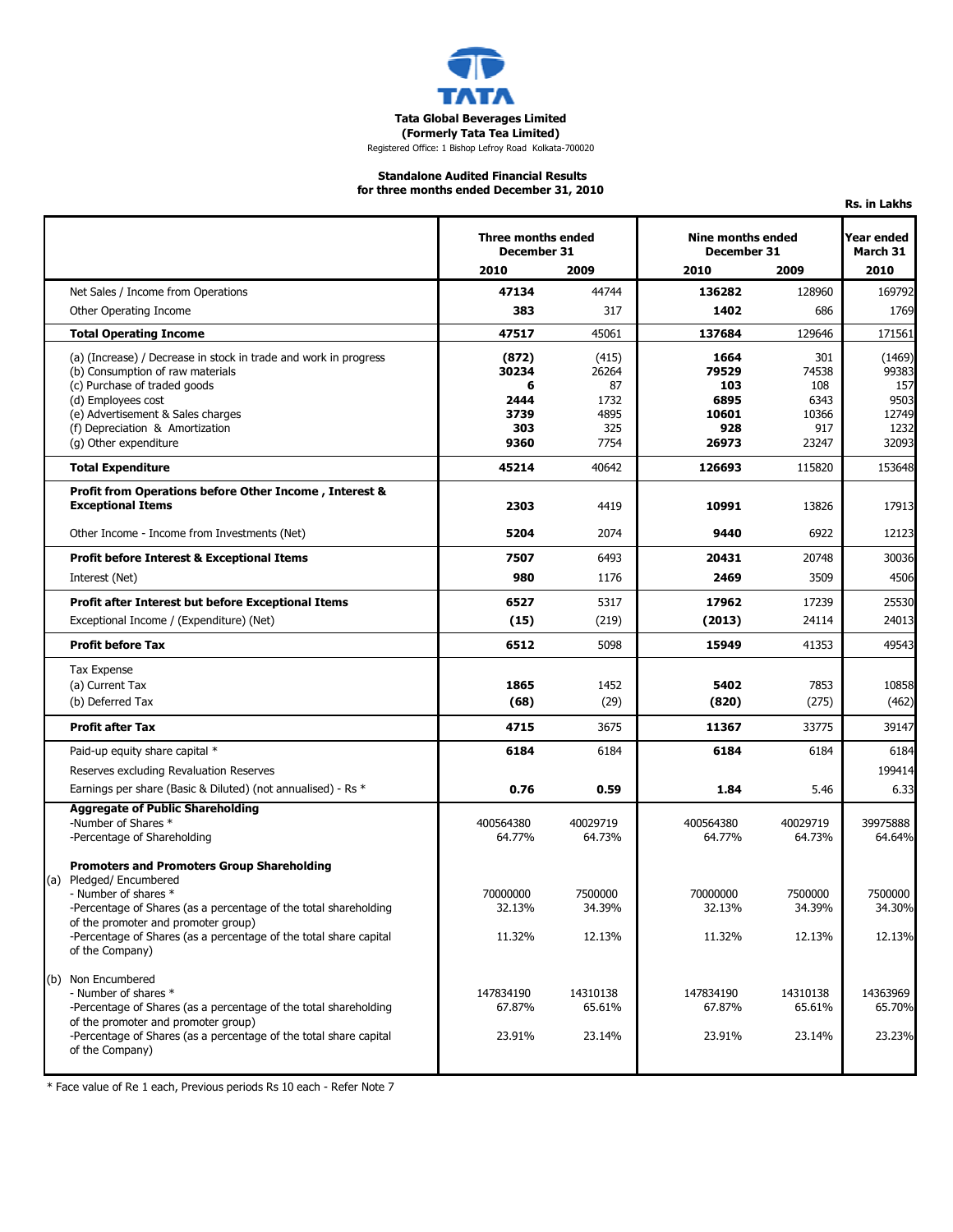**Tata Global Beverages Limited**
**(Formerly Tata Tea Limited)**
Registered Office: 1 Bishop Lefroy Road Kolkata-700020

**Standalone Audited Financial Results**
**for three months ended December 31, 2010**

**Rs. in Lakhs**

| | Three months ended December 31 | | Nine months ended December 31 | | Year ended March 31 |
|---|---|---|---|---|---|
| | **2010** | **2009** | **2010** | **2009** | **2010** |
| Net Sales / Income from Operations | **47134** | 44744 | **136282** | 128960 | 169792 |
| Other Operating Income | **383** | 317 | **1402** | 686 | 1769 |
| **Total Operating Income** | **47517** | 45061 | **137684** | 129646 | 171561 |
| (a) (Increase) / Decrease in stock in trade and work in progress | **(872)** | (415) | **1664** | 301 | (1469) |
| (b) Consumption of raw materials | **30234** | 26264 | **79529** | 74538 | 99383 |
| (c) Purchase of traded goods | **6** | 87 | **103** | 108 | 157 |
| (d) Employees cost | **2444** | 1732 | **6895** | 6343 | 9503 |
| (e) Advertisement & Sales charges | **3739** | 4895 | **10601** | 10366 | 12749 |
| (f) Depreciation & Amortization | **303** | 325 | **928** | 917 | 1232 |
| (g) Other expenditure | **9360** | 7754 | **26973** | 23247 | 32093 |
| **Total Expenditure** | **45214** | 40642 | **126693** | 115820 | 153648 |
| **Profit from Operations before Other Income , Interest & Exceptional Items** | **2303** | 4419 | **10991** | 13826 | 17913 |
| Other Income - Income from Investments (Net) | **5204** | 2074 | **9440** | 6922 | 12123 |
| **Profit before Interest & Exceptional Items** | **7507** | 6493 | **20431** | 20748 | 30036 |
| Interest (Net) | **980** | 1176 | **2469** | 3509 | 4506 |
| **Profit after Interest but before Exceptional Items** | **6527** | 5317 | **17962** | 17239 | 25530 |
| Exceptional Income / (Expenditure) (Net) | **(15)** | (219) | **(2013)** | 24114 | 24013 |
| **Profit before Tax** | **6512** | 5098 | **15949** | 41353 | 49543 |
| Tax Expense | | | | | |
| (a) Current Tax | **1865** | 1452 | **5402** | 7853 | 10858 |
| (b) Deferred Tax | **(68)** | (29) | **(820)** | (275) | (462) |
| **Profit after Tax** | **4715** | 3675 | **11367** | 33775 | 39147 |
| Paid-up equity share capital * | **6184** | 6184 | **6184** | 6184 | 6184 |
| Reserves excluding Revaluation Reserves | | | | | 199414 |
| Earnings per share (Basic & Diluted) (not annualised) - Rs * | **0.76** | **0.59** | **1.84** | 5.46 | 6.33 |
| **Aggregate of Public Shareholding** | | | | | |
| -Number of Shares * | 400564380 | 40029719 | 400564380 | 40029719 | 39975888 |
| -Percentage of Shareholding | 64.77% | 64.73% | 64.77% | 64.73% | 64.64% |
| **Promoters and Promoters Group Shareholding** | | | | | |
| (a) Pledged/ Encumbered | | | | | |
| - Number of shares * | 70000000 | 7500000 | 70000000 | 7500000 | 7500000 |
| -Percentage of Shares (as a percentage of the total shareholding of the promoter and promoter group) | 32.13% | 34.39% | 32.13% | 34.39% | 34.30% |
| -Percentage of Shares (as a percentage of the total share capital of the Company) | 11.32% | 12.13% | 11.32% | 12.13% | 12.13% |
| (b) Non Encumbered | | | | | |
| - Number of shares * | 147834190 | 14310138 | 147834190 | 14310138 | 14363969 |
| -Percentage of Shares (as a percentage of the total shareholding of the promoter and promoter group) | 67.87% | 65.61% | 67.87% | 65.61% | 65.70% |
| -Percentage of Shares (as a percentage of the total share capital of the Company) | 23.91% | 23.14% | 23.91% | 23.14% | 23.23% |

\* Face value of Re 1 each, Previous periods Rs 10 each - Refer Note 7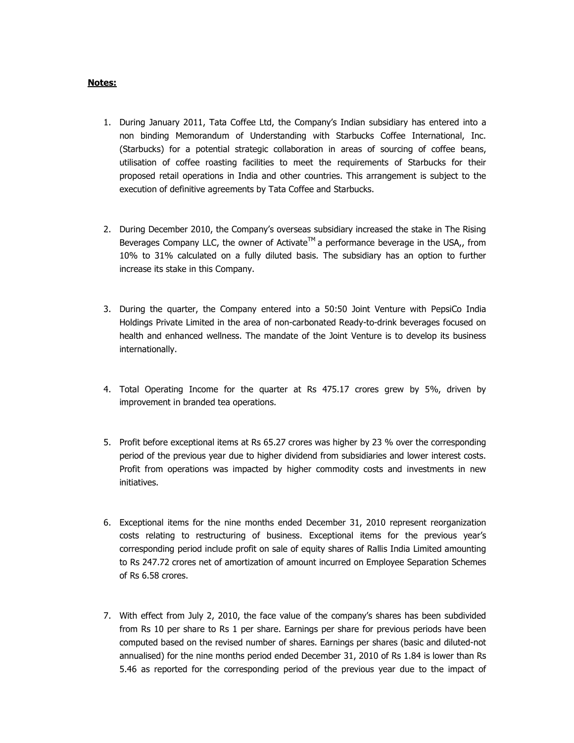**Notes:**

1. During January 2011, Tata Coffee Ltd, the Company's Indian subsidiary has entered into a non binding Memorandum of Understanding with Starbucks Coffee International, Inc. (Starbucks) for a potential strategic collaboration in areas of sourcing of coffee beans, utilisation of coffee roasting facilities to meet the requirements of Starbucks for their proposed retail operations in India and other countries. This arrangement is subject to the execution of definitive agreements by Tata Coffee and Starbucks.

2. During December 2010, the Company's overseas subsidiary increased the stake in The Rising Beverages Company LLC, the owner of Activate™ a performance beverage in the USA,, from 10% to 31% calculated on a fully diluted basis. The subsidiary has an option to further increase its stake in this Company.

3. During the quarter, the Company entered into a 50:50 Joint Venture with PepsiCo India Holdings Private Limited in the area of non-carbonated Ready-to-drink beverages focused on health and enhanced wellness. The mandate of the Joint Venture is to develop its business internationally.

4. Total Operating Income for the quarter at Rs 475.17 crores grew by 5%, driven by improvement in branded tea operations.

5. Profit before exceptional items at Rs 65.27 crores was higher by 23 % over the corresponding period of the previous year due to higher dividend from subsidiaries and lower interest costs. Profit from operations was impacted by higher commodity costs and investments in new initiatives.

6. Exceptional items for the nine months ended December 31, 2010 represent reorganization costs relating to restructuring of business. Exceptional items for the previous year's corresponding period include profit on sale of equity shares of Rallis India Limited amounting to Rs 247.72 crores net of amortization of amount incurred on Employee Separation Schemes of Rs 6.58 crores.

7. With effect from July 2, 2010, the face value of the company's shares has been subdivided from Rs 10 per share to Rs 1 per share. Earnings per share for previous periods have been computed based on the revised number of shares. Earnings per shares (basic and diluted-not annualised) for the nine months period ended December 31, 2010 of Rs 1.84 is lower than Rs 5.46 as reported for the corresponding period of the previous year due to the impact of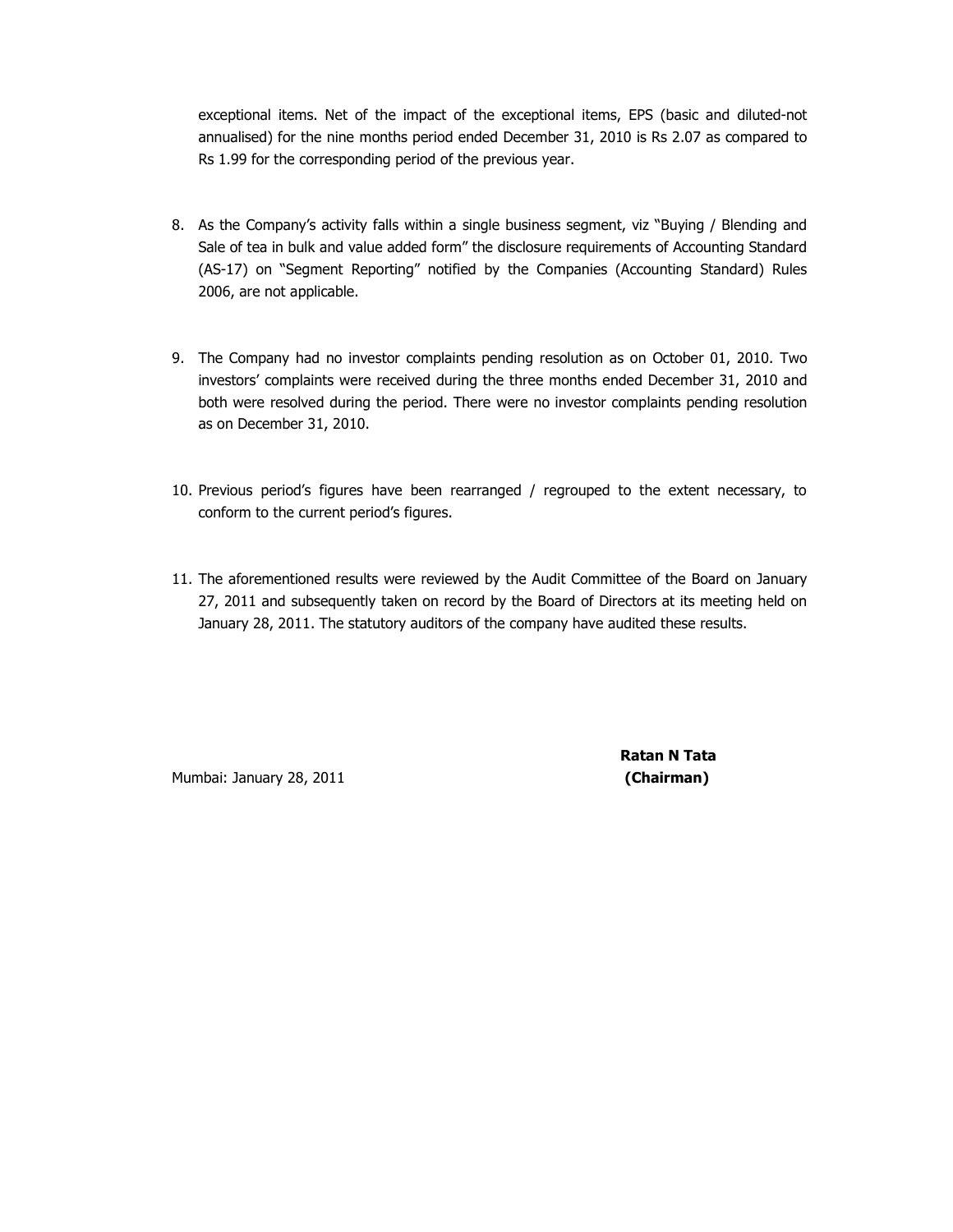exceptional items. Net of the impact of the exceptional items, EPS (basic and diluted-not annualised) for the nine months period ended December 31, 2010 is Rs 2.07 as compared to Rs 1.99 for the corresponding period of the previous year.

8. As the Company's activity falls within a single business segment, viz "Buying / Blending and Sale of tea in bulk and value added form" the disclosure requirements of Accounting Standard (AS-17) on "Segment Reporting" notified by the Companies (Accounting Standard) Rules 2006, are not applicable.

9. The Company had no investor complaints pending resolution as on October 01, 2010. Two investors' complaints were received during the three months ended December 31, 2010 and both were resolved during the period. There were no investor complaints pending resolution as on December 31, 2010.

10. Previous period's figures have been rearranged / regrouped to the extent necessary, to conform to the current period's figures.

11. The aforementioned results were reviewed by the Audit Committee of the Board on January 27, 2011 and subsequently taken on record by the Board of Directors at its meeting held on January 28, 2011. The statutory auditors of the company have audited these results.

Mumbai: January 28, 2011

**Ratan N Tata**
**(Chairman)**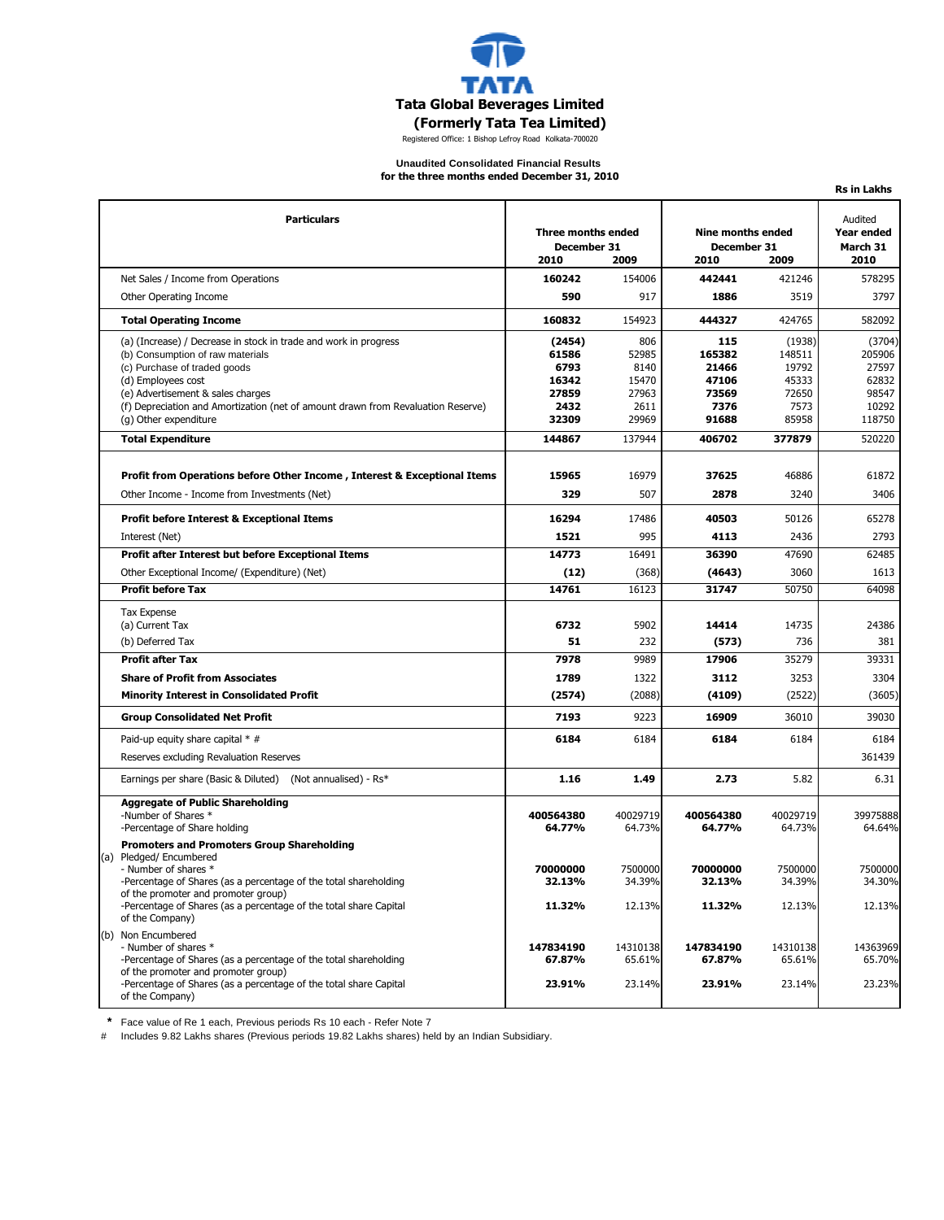# Tata Global Beverages Limited

## (Formerly Tata Tea Limited)

Registered Office: 1 Bishop Lefroy Road Kolkata-700020

**Unaudited Consolidated Financial Results**
**for the three months ended December 31, 2010**

**Rs in Lakhs**

| Particulars | Three months ended December 31 2010 | Three months ended December 31 2009 | Nine months ended December 31 2010 | Nine months ended December 31 2009 | Audited Year ended March 31 2010 |
|---|---|---|---|---|---|
| Net Sales / Income from Operations | **160242** | 154006 | **442441** | 421246 | 578295 |
| Other Operating Income | **590** | 917 | **1886** | 3519 | 3797 |
| **Total Operating Income** | **160832** | 154923 | **444327** | 424765 | 582092 |
| (a) (Increase) / Decrease in stock in trade and work in progress | **(2454)** | 806 | **115** | (1938) | (3704) |
| (b) Consumption of raw materials | **61586** | 52985 | **165382** | 148511 | 205906 |
| (c) Purchase of traded goods | **6793** | 8140 | **21466** | 19792 | 27597 |
| (d) Employees cost | **16342** | 15470 | **47106** | 45333 | 62832 |
| (e) Advertisement & sales charges | **27859** | 27963 | **73569** | 72650 | 98547 |
| (f) Depreciation and Amortization (net of amount drawn from Revaluation Reserve) | **2432** | 2611 | **7376** | 7573 | 10292 |
| (g) Other expenditure | **32309** | 29969 | **91688** | 85958 | 118750 |
| **Total Expenditure** | **144867** | 137944 | **406702** | **377879** | 520220 |
| **Profit from Operations before Other Income , Interest & Exceptional Items** | **15965** | 16979 | **37625** | 46886 | 61872 |
| Other Income - Income from Investments (Net) | **329** | 507 | **2878** | 3240 | 3406 |
| **Profit before Interest & Exceptional Items** | **16294** | 17486 | **40503** | 50126 | 65278 |
| Interest (Net) | **1521** | 995 | **4113** | 2436 | 2793 |
| **Profit after Interest but before Exceptional Items** | **14773** | 16491 | **36390** | 47690 | 62485 |
| Other Exceptional Income/ (Expenditure) (Net) | **(12)** | (368) | **(4643)** | 3060 | 1613 |
| **Profit before Tax** | **14761** | 16123 | **31747** | 50750 | 64098 |
| Tax Expense | | | | | |
| (a) Current Tax | **6732** | 5902 | **14414** | 14735 | 24386 |
| (b) Deferred Tax | **51** | 232 | **(573)** | 736 | 381 |
| **Profit after Tax** | **7978** | 9989 | **17906** | 35279 | 39331 |
| **Share of Profit from Associates** | **1789** | 1322 | **3112** | 3253 | 3304 |
| **Minority Interest in Consolidated Profit** | **(2574)** | (2088) | **(4109)** | (2522) | (3605) |
| **Group Consolidated Net Profit** | **7193** | 9223 | **16909** | 36010 | 39030 |
| Paid-up equity share capital * # | **6184** | 6184 | **6184** | 6184 | 6184 |
| Reserves excluding Revaluation Reserves | | | | | 361439 |
| Earnings per share (Basic & Diluted) (Not annualised) - Rs* | **1.16** | **1.49** | **2.73** | 5.82 | 6.31 |
| **Aggregate of Public Shareholding** | | | | | |
| -Number of Shares * | **400564380** | 40029719 | **400564380** | 40029719 | 39975888 |
| -Percentage of Share holding | **64.77%** | 64.73% | **64.77%** | 64.73% | 64.64% |
| **Promoters and Promoters Group Shareholding** | | | | | |
| (a) Pledged/ Encumbered | | | | | |
| - Number of shares * | **70000000** | 7500000 | **70000000** | 7500000 | 7500000 |
| -Percentage of Shares (as a percentage of the total shareholding of the promoter and promoter group) | **32.13%** | 34.39% | **32.13%** | 34.39% | 34.30% |
| -Percentage of Shares (as a percentage of the total share Capital of the Company) | **11.32%** | 12.13% | **11.32%** | 12.13% | 12.13% |
| (b) Non Encumbered | | | | | |
| - Number of shares * | **147834190** | 14310138 | **147834190** | 14310138 | 14363969 |
| -Percentage of Shares (as a percentage of the total shareholding of the promoter and promoter group) | **67.87%** | 65.61% | **67.87%** | 65.61% | 65.70% |
| -Percentage of Shares (as a percentage of the total share Capital of the Company) | **23.91%** | 23.14% | **23.91%** | 23.14% | 23.23% |

\* Face value of Re 1 each, Previous periods Rs 10 each - Refer Note 7

\# Includes 9.82 Lakhs shares (Previous periods 19.82 Lakhs shares) held by an Indian Subsidiary.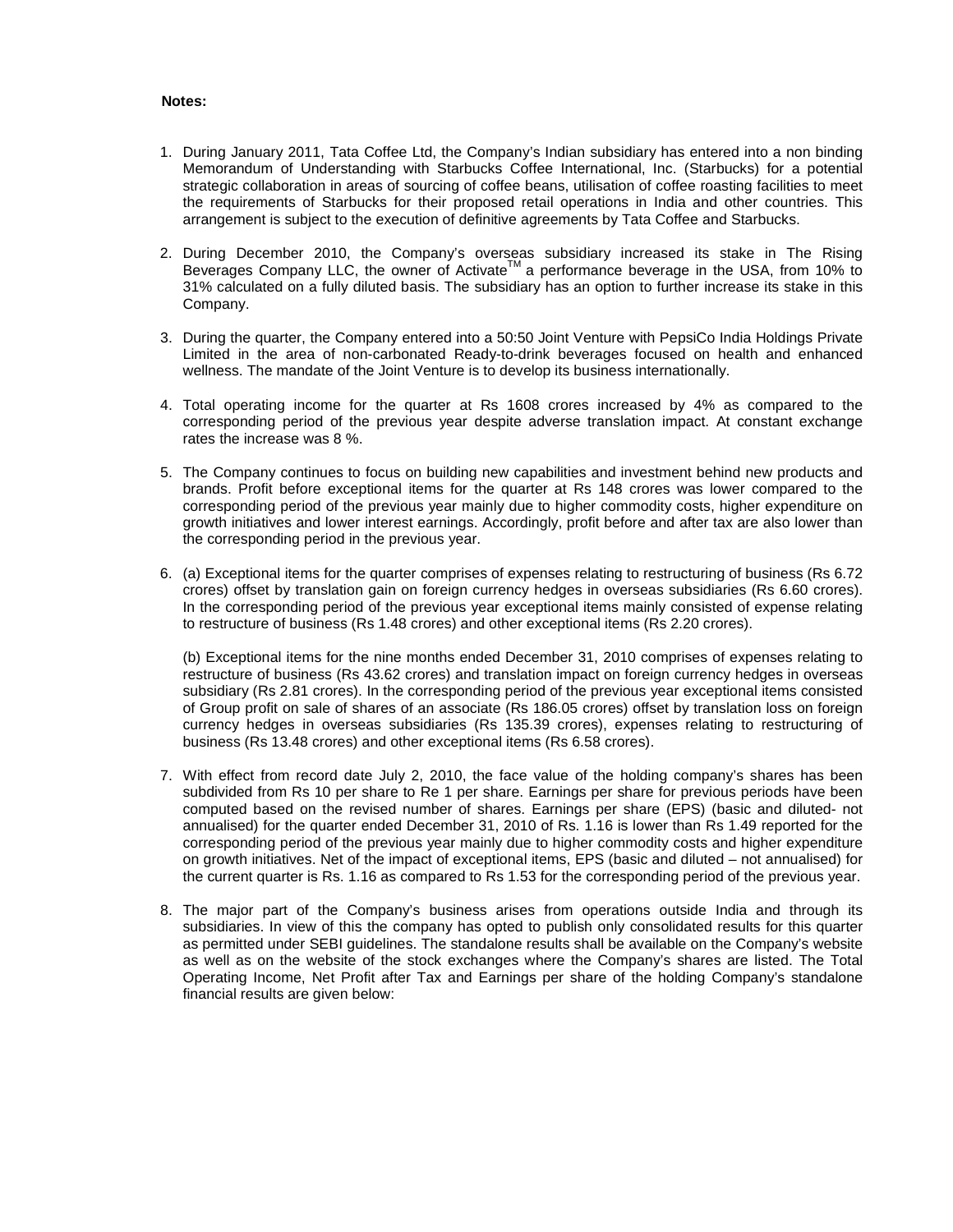**Notes:**

1. During January 2011, Tata Coffee Ltd, the Company's Indian subsidiary has entered into a non binding Memorandum of Understanding with Starbucks Coffee International, Inc. (Starbucks) for a potential strategic collaboration in areas of sourcing of coffee beans, utilisation of coffee roasting facilities to meet the requirements of Starbucks for their proposed retail operations in India and other countries. This arrangement is subject to the execution of definitive agreements by Tata Coffee and Starbucks.

2. During December 2010, the Company's overseas subsidiary increased its stake in The Rising Beverages Company LLC, the owner of Activate™ a performance beverage in the USA, from 10% to 31% calculated on a fully diluted basis. The subsidiary has an option to further increase its stake in this Company.

3. During the quarter, the Company entered into a 50:50 Joint Venture with PepsiCo India Holdings Private Limited in the area of non-carbonated Ready-to-drink beverages focused on health and enhanced wellness. The mandate of the Joint Venture is to develop its business internationally.

4. Total operating income for the quarter at Rs 1608 crores increased by 4% as compared to the corresponding period of the previous year despite adverse translation impact. At constant exchange rates the increase was 8 %.

5. The Company continues to focus on building new capabilities and investment behind new products and brands. Profit before exceptional items for the quarter at Rs 148 crores was lower compared to the corresponding period of the previous year mainly due to higher commodity costs, higher expenditure on growth initiatives and lower interest earnings. Accordingly, profit before and after tax are also lower than the corresponding period in the previous year.

6. (a) Exceptional items for the quarter comprises of expenses relating to restructuring of business (Rs 6.72 crores) offset by translation gain on foreign currency hedges in overseas subsidiaries (Rs 6.60 crores). In the corresponding period of the previous year exceptional items mainly consisted of expense relating to restructure of business (Rs 1.48 crores) and other exceptional items (Rs 2.20 crores).

   (b) Exceptional items for the nine months ended December 31, 2010 comprises of expenses relating to restructure of business (Rs 43.62 crores) and translation impact on foreign currency hedges in overseas subsidiary (Rs 2.81 crores). In the corresponding period of the previous year exceptional items consisted of Group profit on sale of shares of an associate (Rs 186.05 crores) offset by translation loss on foreign currency hedges in overseas subsidiaries (Rs 135.39 crores), expenses relating to restructuring of business (Rs 13.48 crores) and other exceptional items (Rs 6.58 crores).

7. With effect from record date July 2, 2010, the face value of the holding company's shares has been subdivided from Rs 10 per share to Re 1 per share. Earnings per share for previous periods have been computed based on the revised number of shares. Earnings per share (EPS) (basic and diluted- not annualised) for the quarter ended December 31, 2010 of Rs. 1.16 is lower than Rs 1.49 reported for the corresponding period of the previous year mainly due to higher commodity costs and higher expenditure on growth initiatives. Net of the impact of exceptional items, EPS (basic and diluted – not annualised) for the current quarter is Rs. 1.16 as compared to Rs 1.53 for the corresponding period of the previous year.

8. The major part of the Company's business arises from operations outside India and through its subsidiaries. In view of this the company has opted to publish only consolidated results for this quarter as permitted under SEBI guidelines. The standalone results shall be available on the Company's website as well as on the website of the stock exchanges where the Company's shares are listed. The Total Operating Income, Net Profit after Tax and Earnings per share of the holding Company's standalone financial results are given below: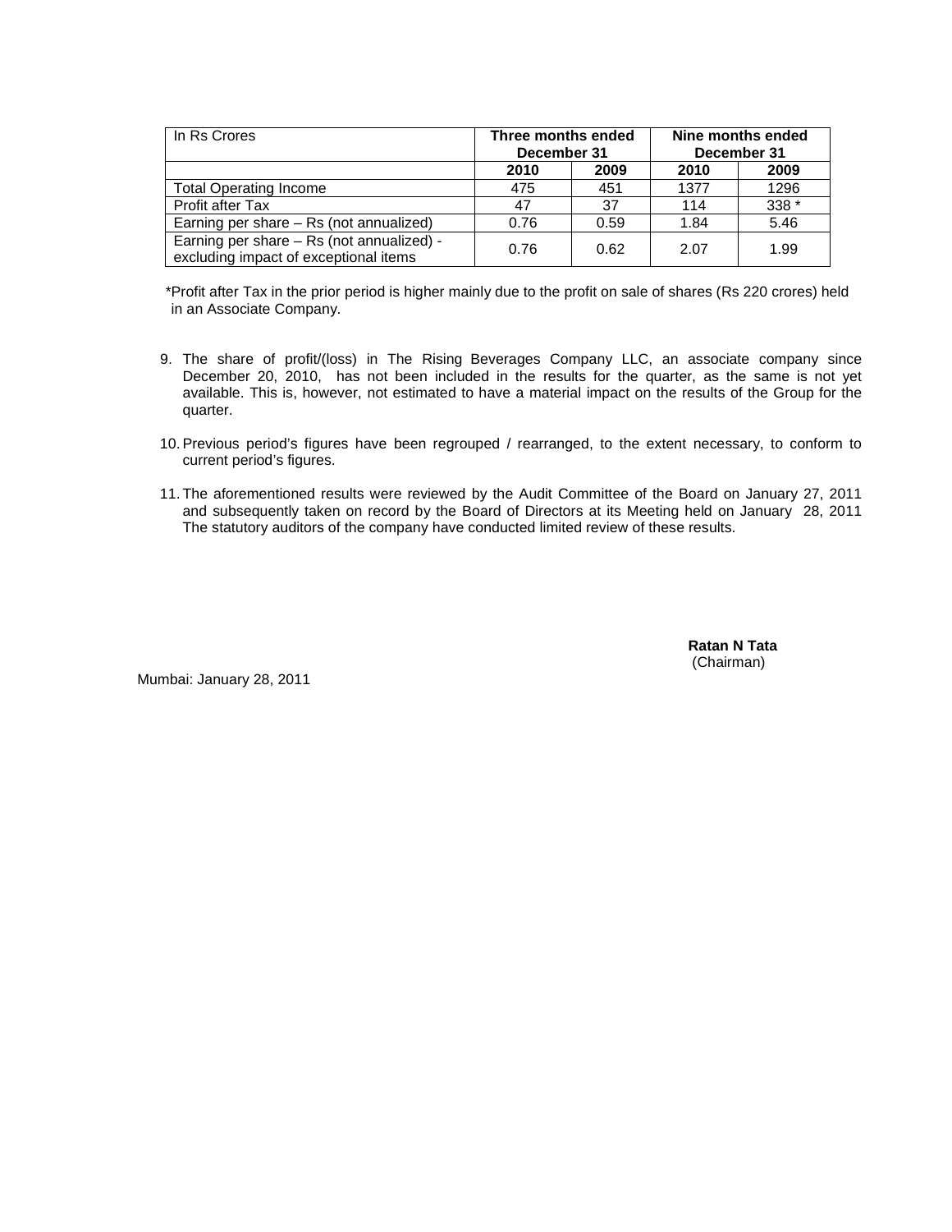| In Rs Crores | Three months ended December 31 | | Nine months ended December 31 | |
|---|---|---|---|---|
| | 2010 | 2009 | 2010 | 2009 |
| Total Operating Income | 475 | 451 | 1377 | 1296 |
| Profit after Tax | 47 | 37 | 114 | 338 * |
| Earning per share – Rs (not annualized) | 0.76 | 0.59 | 1.84 | 5.46 |
| Earning per share – Rs (not annualized) - excluding impact of exceptional items | 0.76 | 0.62 | 2.07 | 1.99 |

*Profit after Tax in the prior period is higher mainly due to the profit on sale of shares (Rs 220 crores) held in an Associate Company.

9. The share of profit/(loss) in The Rising Beverages Company LLC, an associate company since December 20, 2010, has not been included in the results for the quarter, as the same is not yet available. This is, however, not estimated to have a material impact on the results of the Group for the quarter.

10. Previous period's figures have been regrouped / rearranged, to the extent necessary, to conform to current period's figures.

11. The aforementioned results were reviewed by the Audit Committee of the Board on January 27, 2011 and subsequently taken on record by the Board of Directors at its Meeting held on January 28, 2011 The statutory auditors of the company have conducted limited review of these results.

**Ratan N Tata**
(Chairman)

Mumbai: January 28, 2011